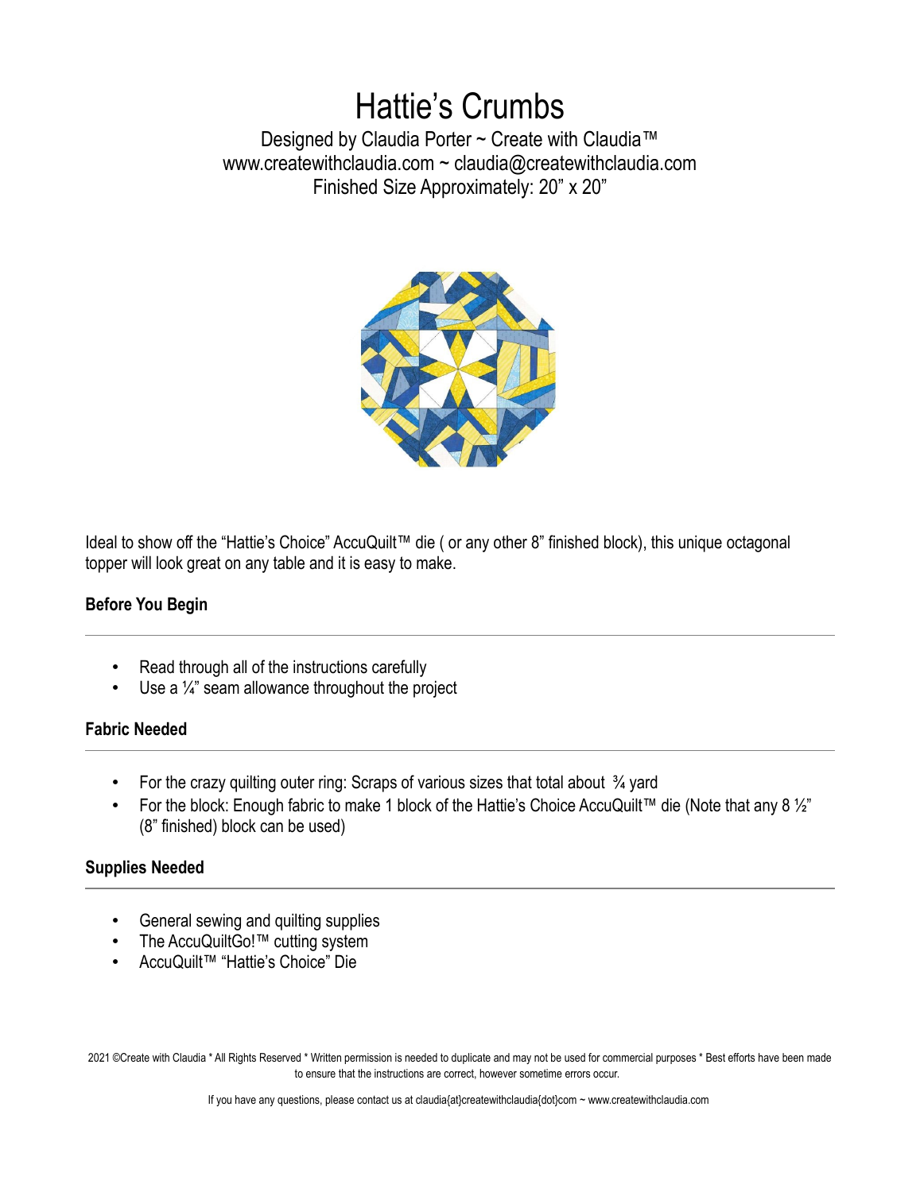# Hattie's Crumbs

Designed by Claudia Porter ~ Create with Claudia™
www.createwithclaudia.com ~ claudia@createwithclaudia.com
Finished Size Approximately: 20" x 20"

Ideal to show off the "Hattie's Choice" AccuQuilt™ die ( or any other 8" finished block), this unique octagonal topper will look great on any table and it is easy to make.

### Before You Begin

- Read through all of the instructions carefully
- Use a ¼" seam allowance throughout the project

### Fabric Needed

- For the crazy quilting outer ring: Scraps of various sizes that total about ¾ yard
- For the block: Enough fabric to make 1 block of the Hattie's Choice AccuQuilt™ die (Note that any 8 ½" (8" finished) block can be used)

### Supplies Needed

- General sewing and quilting supplies
- The AccuQuiltGo!™ cutting system
- AccuQuilt™ "Hattie's Choice" Die

2021 ©Create with Claudia * All Rights Reserved * Written permission is needed to duplicate and may not be used for commercial purposes * Best efforts have been made to ensure that the instructions are correct, however sometime errors occur.

If you have any questions, please contact us at claudia{at}createwithclaudia{dot}com ~ www.createwithclaudia.com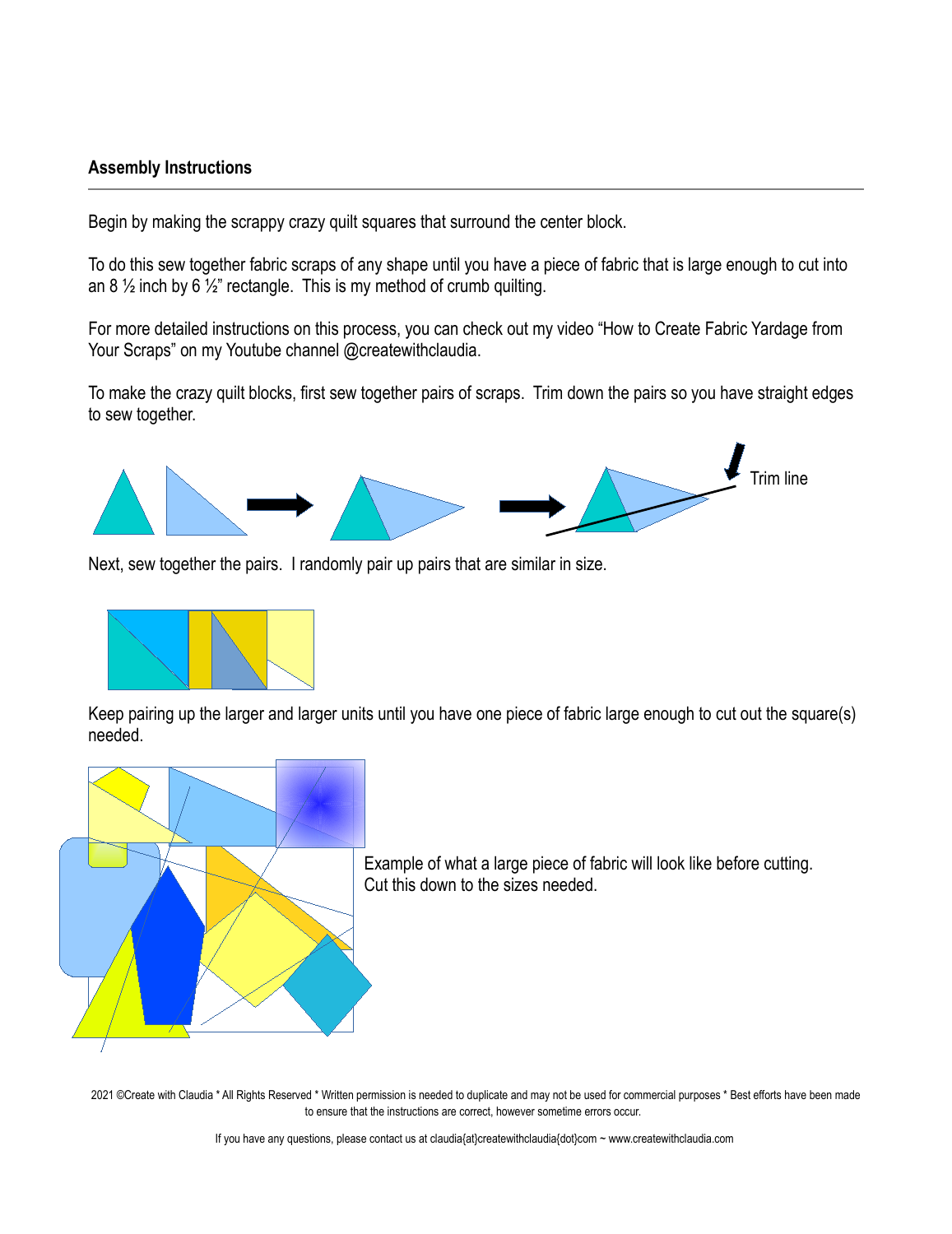**Assembly Instructions**

---

Begin by making the scrappy crazy quilt squares that surround the center block.

To do this sew together fabric scraps of any shape until you have a piece of fabric that is large enough to cut into an 8 ½ inch by 6 ½" rectangle.  This is my method of crumb quilting.

For more detailed instructions on this process, you can check out my video "How to Create Fabric Yardage from Your Scraps" on my Youtube channel @createwithclaudia.

To make the crazy quilt blocks, first sew together pairs of scraps.  Trim down the pairs so you have straight edges to sew together.

Trim line

Next, sew together the pairs.  I randomly pair up pairs that are similar in size.

Keep pairing up the larger and larger units until you have one piece of fabric large enough to cut out the square(s) needed.

Example of what a large piece of fabric will look like before cutting. Cut this down to the sizes needed.

2021 ©Create with Claudia * All Rights Reserved * Written permission is needed to duplicate and may not be used for commercial purposes * Best efforts have been made to ensure that the instructions are correct, however sometime errors occur.

If you have any questions, please contact us at claudia{at}createwithclaudia{dot}com ~ www.createwithclaudia.com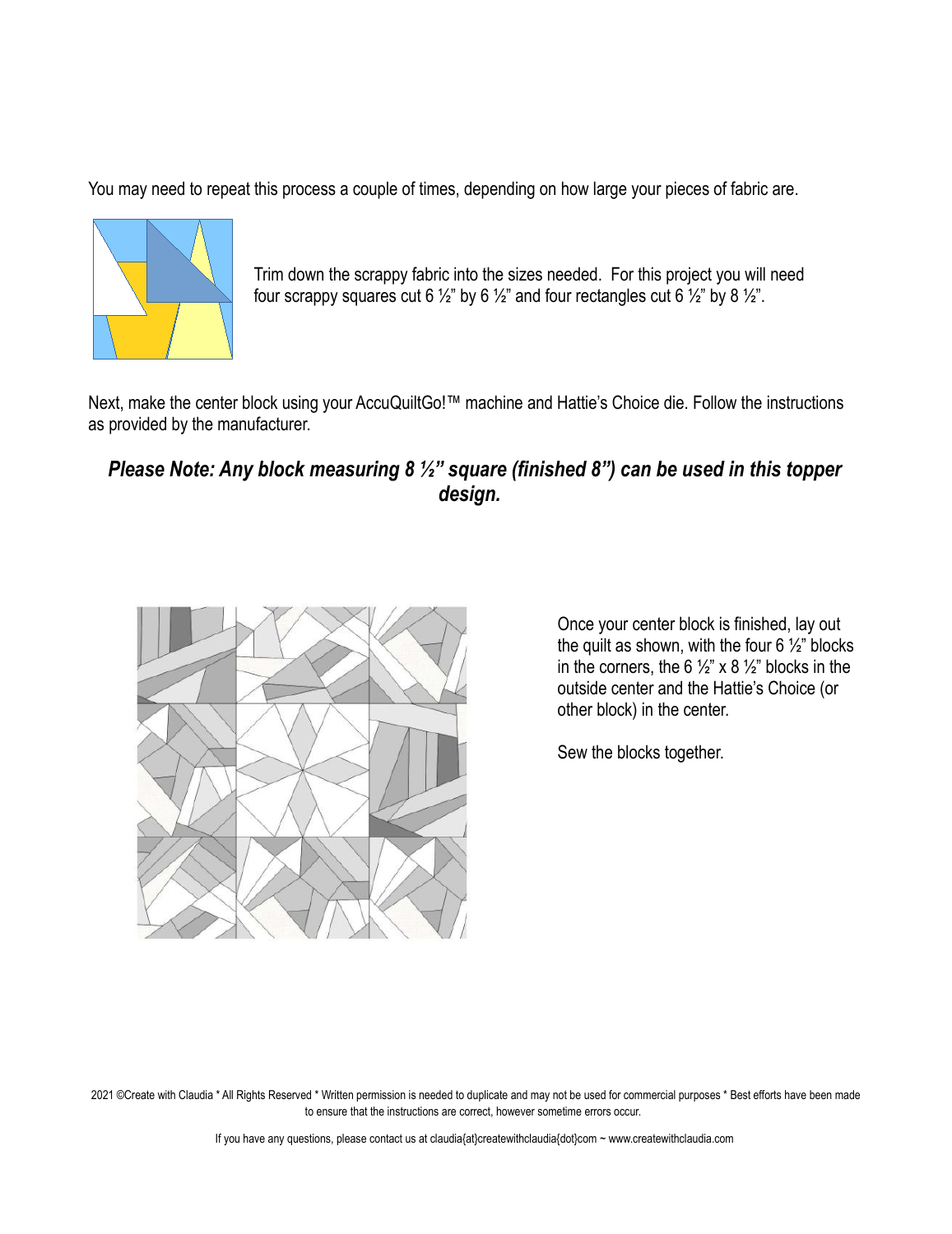You may need to repeat this process a couple of times, depending on how large your pieces of fabric are.

Trim down the scrappy fabric into the sizes needed. For this project you will need four scrappy squares cut 6 ½" by 6 ½" and four rectangles cut 6 ½" by 8 ½".

Next, make the center block using your AccuQuiltGo!™ machine and Hattie's Choice die. Follow the instructions as provided by the manufacturer.

***Please Note: Any block measuring 8 ½" square (finished 8") can be used in this topper design.***

Once your center block is finished, lay out the quilt as shown, with the four 6 ½" blocks in the corners, the 6 ½" x 8 ½" blocks in the outside center and the Hattie's Choice (or other block) in the center.

Sew the blocks together.

2021 ©Create with Claudia * All Rights Reserved * Written permission is needed to duplicate and may not be used for commercial purposes * Best efforts have been made to ensure that the instructions are correct, however sometime errors occur.

If you have any questions, please contact us at claudia{at}createwithclaudia{dot}com ~ www.createwithclaudia.com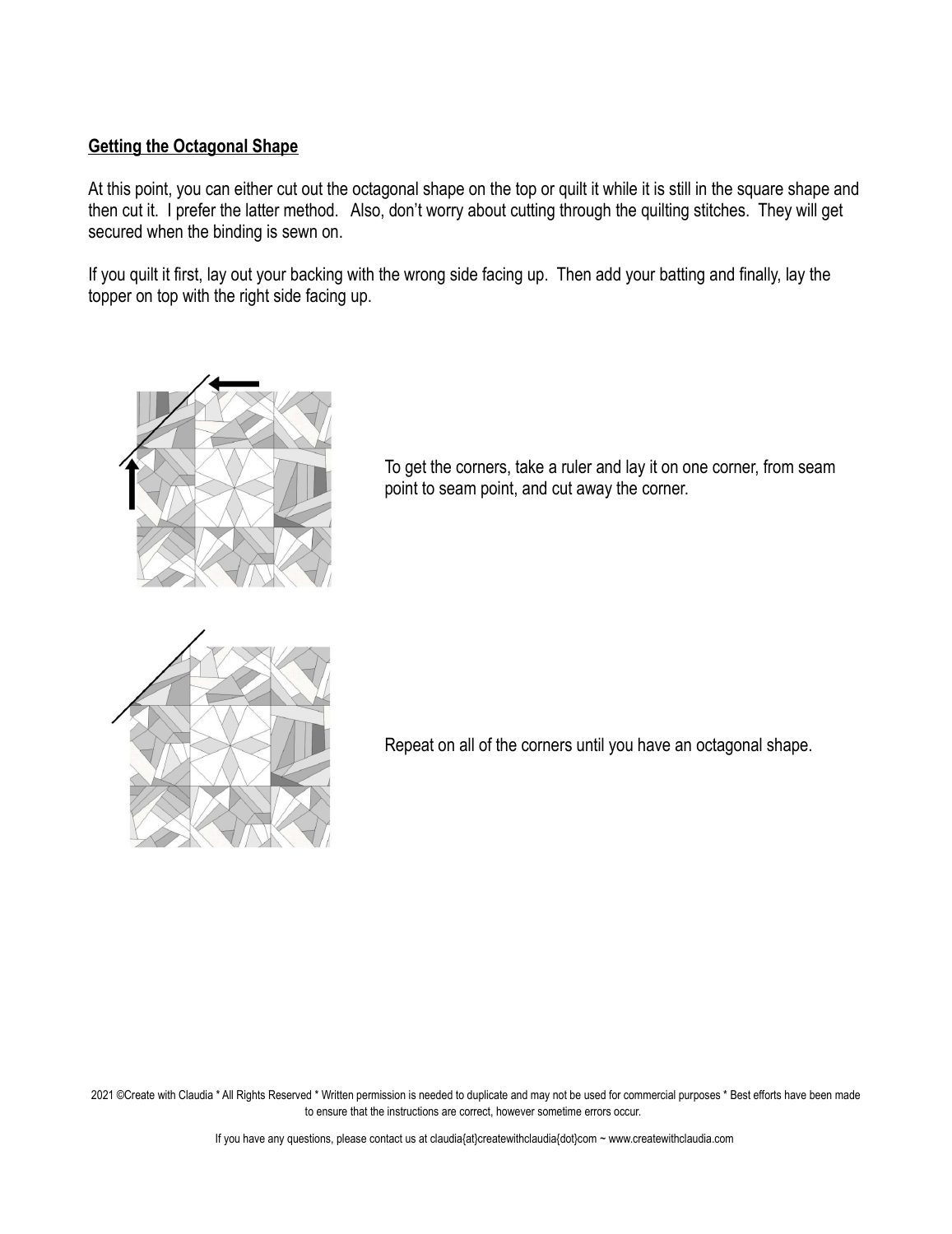**Getting the Octagonal Shape**

At this point, you can either cut out the octagonal shape on the top or quilt it while it is still in the square shape and then cut it. I prefer the latter method. Also, don't worry about cutting through the quilting stitches. They will get secured when the binding is sewn on.

If you quilt it first, lay out your backing with the wrong side facing up. Then add your batting and finally, lay the topper on top with the right side facing up.

To get the corners, take a ruler and lay it on one corner, from seam point to seam point, and cut away the corner.

Repeat on all of the corners until you have an octagonal shape.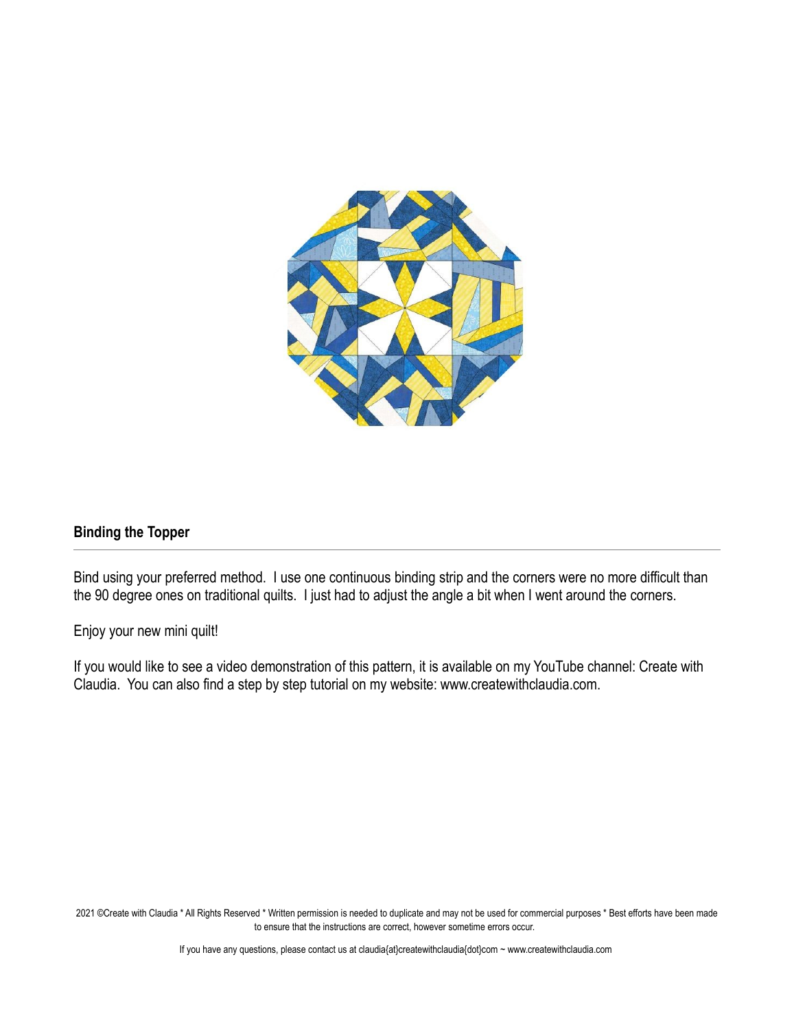**Binding the Topper**

---

Bind using your preferred method. I use one continuous binding strip and the corners were no more difficult than the 90 degree ones on traditional quilts. I just had to adjust the angle a bit when I went around the corners.

Enjoy your new mini quilt!

If you would like to see a video demonstration of this pattern, it is available on my YouTube channel: Create with Claudia. You can also find a step by step tutorial on my website: www.createwithclaudia.com.